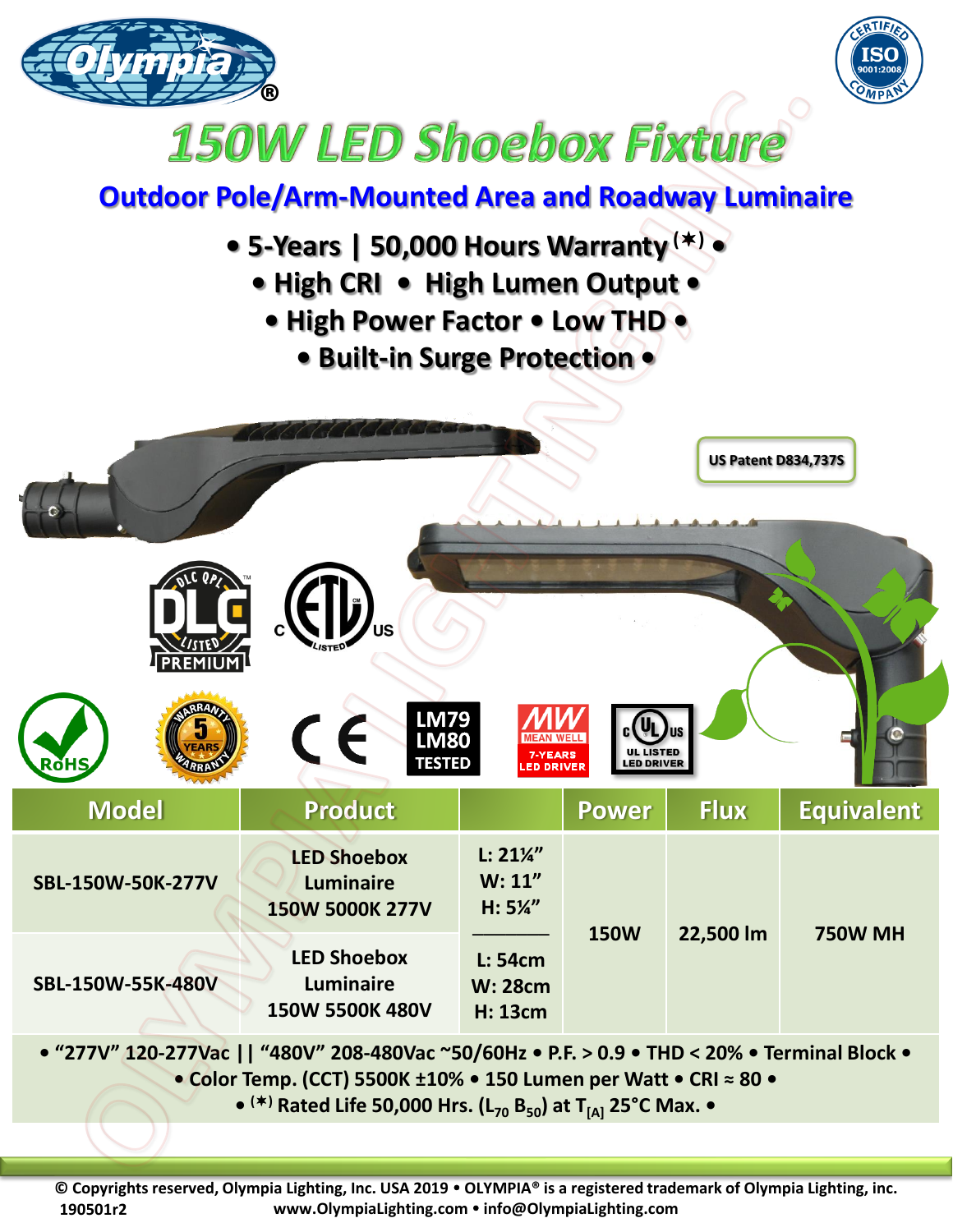# 150W LED Shoebox Fixture

## Outdoor Pole/Arm-Mounted Area and Roadway Luminaire

• 5-Years | 50,000 Hours Warranty (✶) •
• High CRI • High Lumen Output •
• High Power Factor • Low THD •
• Built-in Surge Protection •

US Patent D834,737S

| Model | Product | | Power | Flux | Equivalent |
|---|---|---|---|---|---|
| SBL-150W-50K-277V | LED Shoebox Luminaire 150W 5000K 277V | L: 21¼" W: 11" H: 5¼" | 150W | 22,500 lm | 750W MH |
| SBL-150W-55K-480V | LED Shoebox Luminaire 150W 5500K 480V | L: 54cm W: 28cm H: 13cm | | | |

• "277V" 120-277Vac || "480V" 208-480Vac ~50/60Hz • P.F. > 0.9 • THD < 20% • Terminal Block •
• Color Temp. (CCT) 5500K ±10% • 150 Lumen per Watt • CRI ≈ 80 •
• (✶) Rated Life 50,000 Hrs. ($L_{70}$ $B_{50}$) at $T_{[A]}$ 25°C Max. •

© Copyrights reserved, Olympia Lighting, Inc. USA 2019 • OLYMPIA® is a registered trademark of Olympia Lighting, inc.
190501r2 www.OlympiaLighting.com • info@OlympiaLighting.com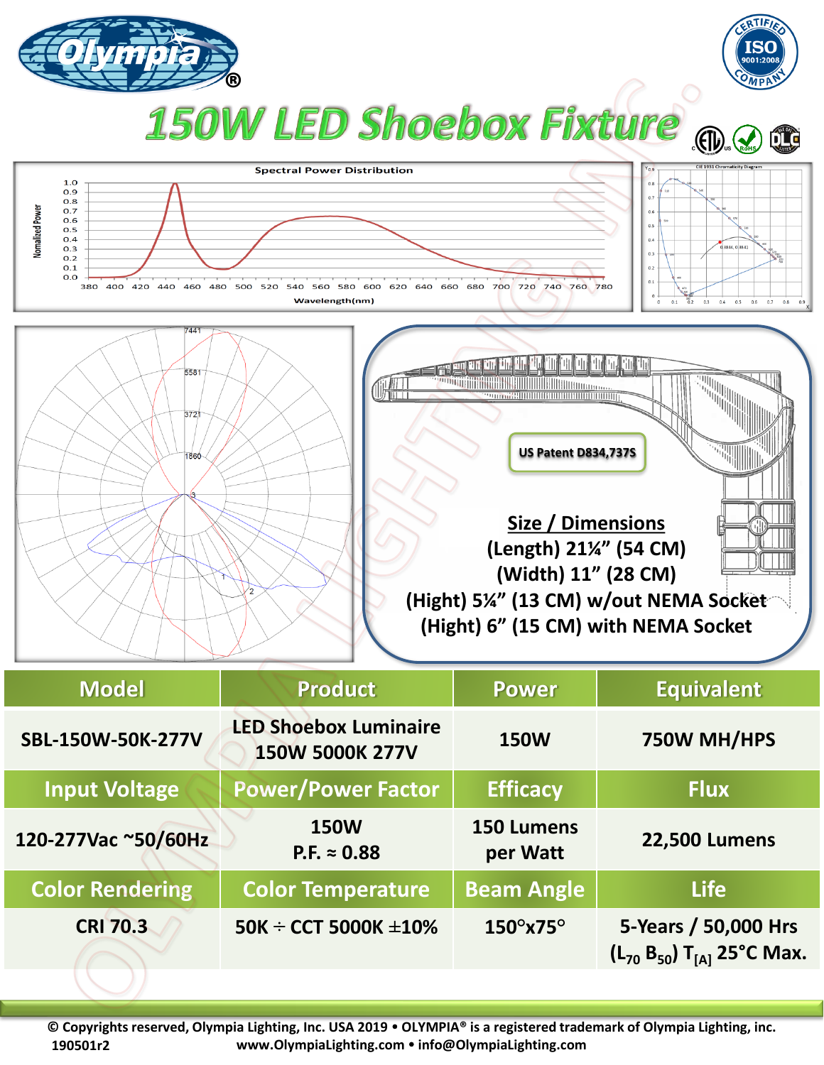# 150W LED Shoebox Fixture

Spectral Power Distribution

Normalized Power

1.0
0.9
0.8
0.7
0.6
0.5
0.4
0.3
0.2
0.1
0.0

380 400 420 440 460 480 500 520 540 560 580 600 620 640 660 680 700 720 740 760 780

Wavelength(nm)

CIE 1931 Chromaticity Diagram

7441
5581
3721
1860

US Patent D834,737S

## Size / Dimensions

(Length) 21¼" (54 CM)
(Width) 11" (28 CM)
(Hight) 5¼" (13 CM) w/out NEMA Socket
(Hight) 6" (15 CM) with NEMA Socket

| Model | Product | Power | Equivalent |
| --- | --- | --- | --- |
| SBL-150W-50K-277V | LED Shoebox Luminaire 150W 5000K 277V | 150W | 750W MH/HPS |
| **Input Voltage** | **Power/Power Factor** | **Efficacy** | **Flux** |
| 120-277Vac ~50/60Hz | 150W P.F. ≈ 0.88 | 150 Lumens per Watt | 22,500 Lumens |
| **Color Rendering** | **Color Temperature** | **Beam Angle** | **Life** |
| CRI 70.3 | 50K ÷ CCT 5000K ±10% | 150°x75° | 5-Years / 50,000 Hrs ($L_{70}$ $B_{50}$) $T_{[A]}$ 25°C Max. |

© Copyrights reserved, Olympia Lighting, Inc. USA 2019 • OLYMPIA® is a registered trademark of Olympia Lighting, inc.
190501r2 www.OlympiaLighting.com • info@OlympiaLighting.com